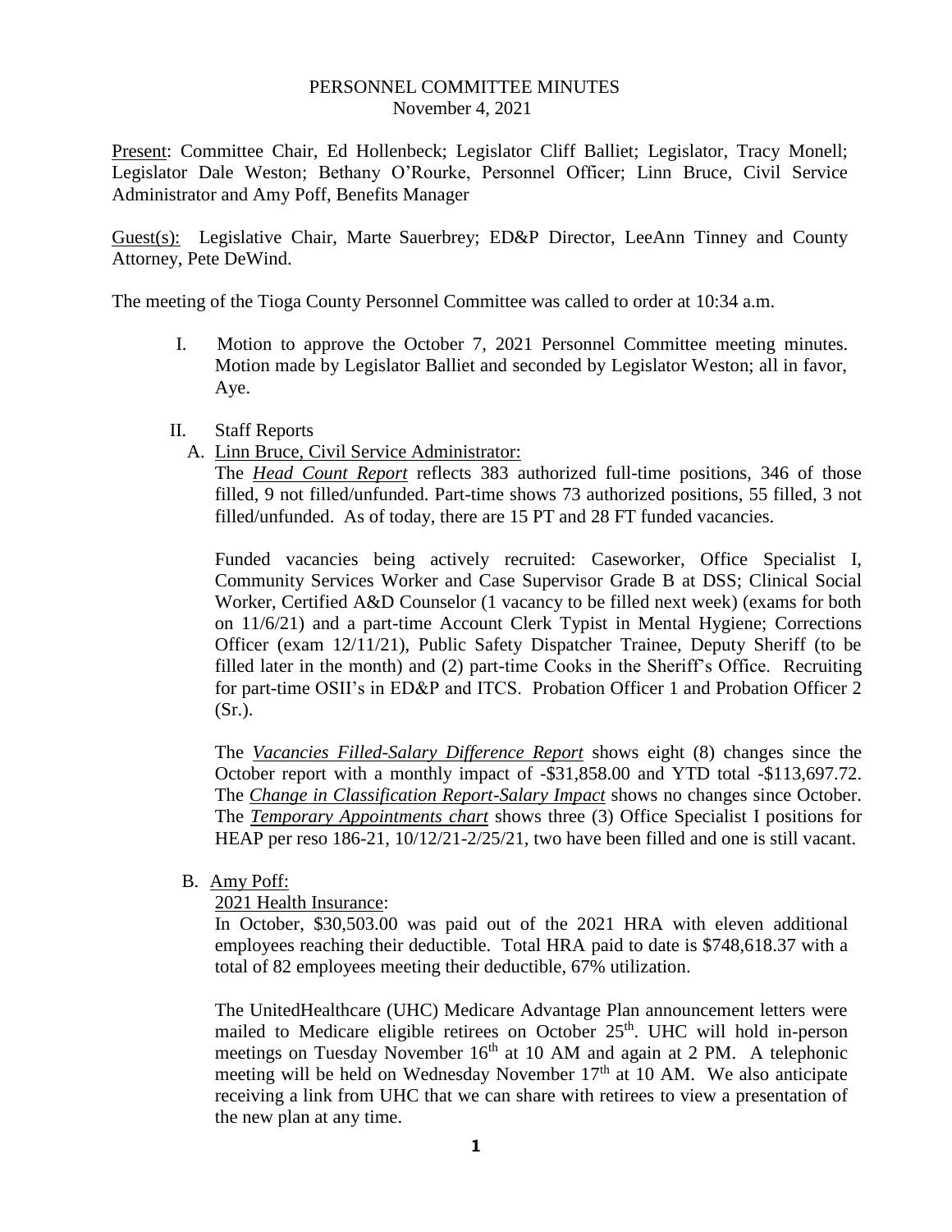# PERSONNEL COMMITTEE MINUTES

November 4, 2021

Present: Committee Chair, Ed Hollenbeck; Legislator Cliff Balliet; Legislator, Tracy Monell; Legislator Dale Weston; Bethany O'Rourke, Personnel Officer; Linn Bruce, Civil Service Administrator and Amy Poff, Benefits Manager

Guest(s): Legislative Chair, Marte Sauerbrey; ED&P Director, LeeAnn Tinney and County Attorney, Pete DeWind.

The meeting of the Tioga County Personnel Committee was called to order at 10:34 a.m.

I. Motion to approve the October 7, 2021 Personnel Committee meeting minutes. Motion made by Legislator Balliet and seconded by Legislator Weston; all in favor, Aye.

II. Staff Reports

A. Linn Bruce, Civil Service Administrator:

The ***Head Count Report*** reflects 383 authorized full-time positions, 346 of those filled, 9 not filled/unfunded. Part-time shows 73 authorized positions, 55 filled, 3 not filled/unfunded. As of today, there are 15 PT and 28 FT funded vacancies.

Funded vacancies being actively recruited: Caseworker, Office Specialist I, Community Services Worker and Case Supervisor Grade B at DSS; Clinical Social Worker, Certified A&D Counselor (1 vacancy to be filled next week) (exams for both on 11/6/21) and a part-time Account Clerk Typist in Mental Hygiene; Corrections Officer (exam 12/11/21), Public Safety Dispatcher Trainee, Deputy Sheriff (to be filled later in the month) and (2) part-time Cooks in the Sheriff's Office. Recruiting for part-time OSII's in ED&P and ITCS. Probation Officer 1 and Probation Officer 2 (Sr.).

The ***Vacancies Filled-Salary Difference Report*** shows eight (8) changes since the October report with a monthly impact of -\$31,858.00 and YTD total -\$113,697.72. The ***Change in Classification Report-Salary Impact*** shows no changes since October. The ***Temporary Appointments chart*** shows three (3) Office Specialist I positions for HEAP per reso 186-21, 10/12/21-2/25/21, two have been filled and one is still vacant.

B. Amy Poff:

2021 Health Insurance:

In October, \$30,503.00 was paid out of the 2021 HRA with eleven additional employees reaching their deductible. Total HRA paid to date is \$748,618.37 with a total of 82 employees meeting their deductible, 67% utilization.

The UnitedHealthcare (UHC) Medicare Advantage Plan announcement letters were mailed to Medicare eligible retirees on October 25th. UHC will hold in-person meetings on Tuesday November 16th at 10 AM and again at 2 PM. A telephonic meeting will be held on Wednesday November 17th at 10 AM. We also anticipate receiving a link from UHC that we can share with retirees to view a presentation of the new plan at any time.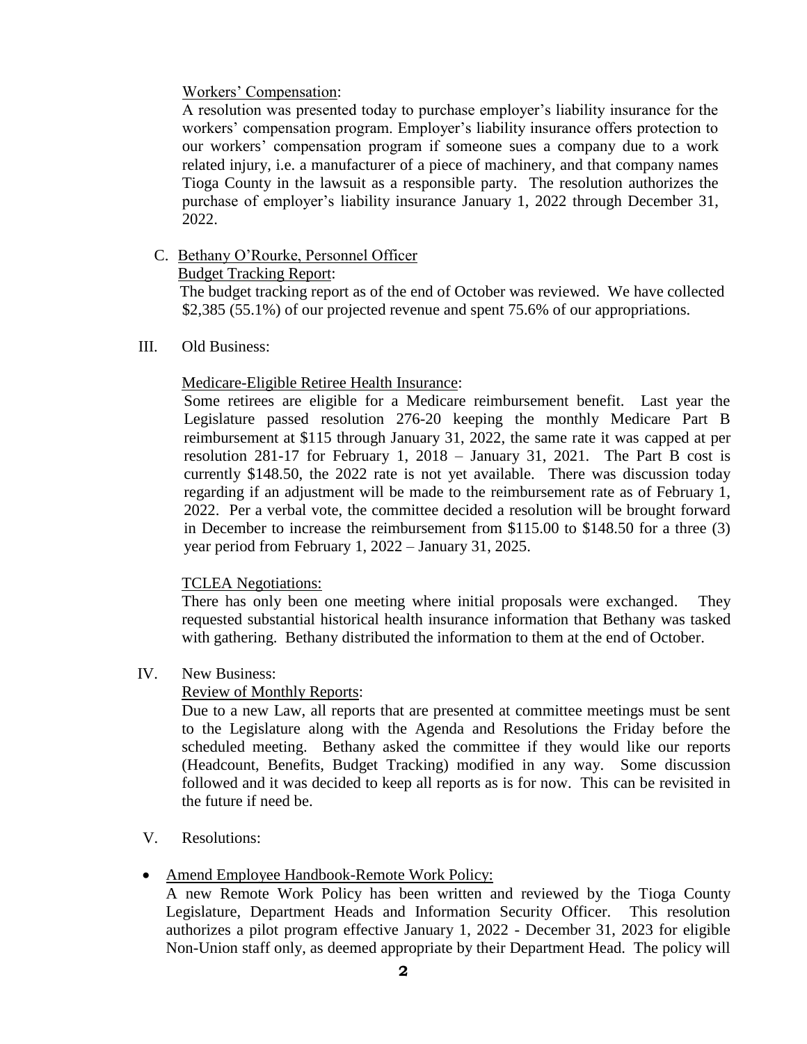Workers' Compensation:

A resolution was presented today to purchase employer's liability insurance for the workers' compensation program. Employer's liability insurance offers protection to our workers' compensation program if someone sues a company due to a work related injury, i.e. a manufacturer of a piece of machinery, and that company names Tioga County in the lawsuit as a responsible party. The resolution authorizes the purchase of employer's liability insurance January 1, 2022 through December 31, 2022.

C. Bethany O'Rourke, Personnel Officer

Budget Tracking Report:

The budget tracking report as of the end of October was reviewed. We have collected $2,385 (55.1%) of our projected revenue and spent 75.6% of our appropriations.

III. Old Business:

Medicare-Eligible Retiree Health Insurance:

Some retirees are eligible for a Medicare reimbursement benefit. Last year the Legislature passed resolution 276-20 keeping the monthly Medicare Part B reimbursement at $115 through January 31, 2022, the same rate it was capped at per resolution 281-17 for February 1, 2018 – January 31, 2021. The Part B cost is currently $148.50, the 2022 rate is not yet available. There was discussion today regarding if an adjustment will be made to the reimbursement rate as of February 1, 2022. Per a verbal vote, the committee decided a resolution will be brought forward in December to increase the reimbursement from $115.00 to $148.50 for a three (3) year period from February 1, 2022 – January 31, 2025.

TCLEA Negotiations:

There has only been one meeting where initial proposals were exchanged. They requested substantial historical health insurance information that Bethany was tasked with gathering. Bethany distributed the information to them at the end of October.

IV. New Business:

Review of Monthly Reports:

Due to a new Law, all reports that are presented at committee meetings must be sent to the Legislature along with the Agenda and Resolutions the Friday before the scheduled meeting. Bethany asked the committee if they would like our reports (Headcount, Benefits, Budget Tracking) modified in any way. Some discussion followed and it was decided to keep all reports as is for now. This can be revisited in the future if need be.

V. Resolutions:

- Amend Employee Handbook-Remote Work Policy:

  A new Remote Work Policy has been written and reviewed by the Tioga County Legislature, Department Heads and Information Security Officer. This resolution authorizes a pilot program effective January 1, 2022 - December 31, 2023 for eligible Non-Union staff only, as deemed appropriate by their Department Head. The policy will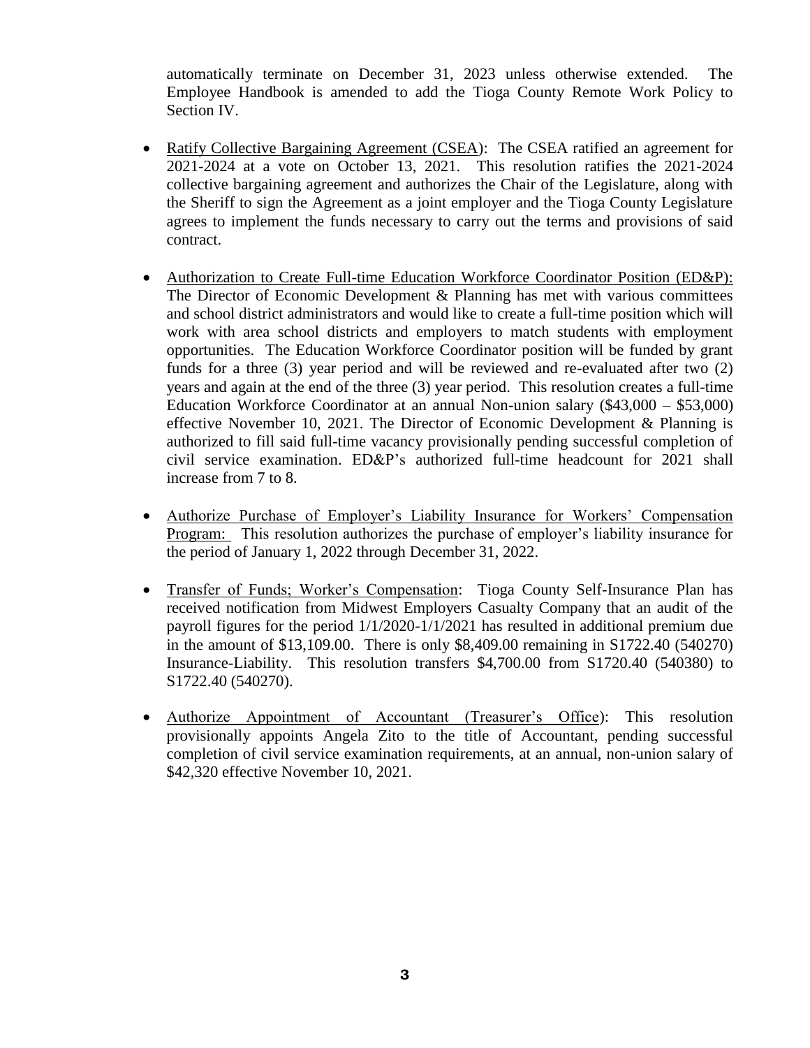automatically terminate on December 31, 2023 unless otherwise extended. The Employee Handbook is amended to add the Tioga County Remote Work Policy to Section IV.

- Ratify Collective Bargaining Agreement (CSEA): The CSEA ratified an agreement for 2021-2024 at a vote on October 13, 2021. This resolution ratifies the 2021-2024 collective bargaining agreement and authorizes the Chair of the Legislature, along with the Sheriff to sign the Agreement as a joint employer and the Tioga County Legislature agrees to implement the funds necessary to carry out the terms and provisions of said contract.

- Authorization to Create Full-time Education Workforce Coordinator Position (ED&P): The Director of Economic Development & Planning has met with various committees and school district administrators and would like to create a full-time position which will work with area school districts and employers to match students with employment opportunities. The Education Workforce Coordinator position will be funded by grant funds for a three (3) year period and will be reviewed and re-evaluated after two (2) years and again at the end of the three (3) year period. This resolution creates a full-time Education Workforce Coordinator at an annual Non-union salary ($43,000 – $53,000) effective November 10, 2021. The Director of Economic Development & Planning is authorized to fill said full-time vacancy provisionally pending successful completion of civil service examination. ED&P's authorized full-time headcount for 2021 shall increase from 7 to 8.

- Authorize Purchase of Employer's Liability Insurance for Workers' Compensation Program: This resolution authorizes the purchase of employer's liability insurance for the period of January 1, 2022 through December 31, 2022.

- Transfer of Funds; Worker's Compensation: Tioga County Self-Insurance Plan has received notification from Midwest Employers Casualty Company that an audit of the payroll figures for the period 1/1/2020-1/1/2021 has resulted in additional premium due in the amount of $13,109.00. There is only $8,409.00 remaining in S1722.40 (540270) Insurance-Liability. This resolution transfers $4,700.00 from S1720.40 (540380) to S1722.40 (540270).

- Authorize Appointment of Accountant (Treasurer's Office): This resolution provisionally appoints Angela Zito to the title of Accountant, pending successful completion of civil service examination requirements, at an annual, non-union salary of $42,320 effective November 10, 2021.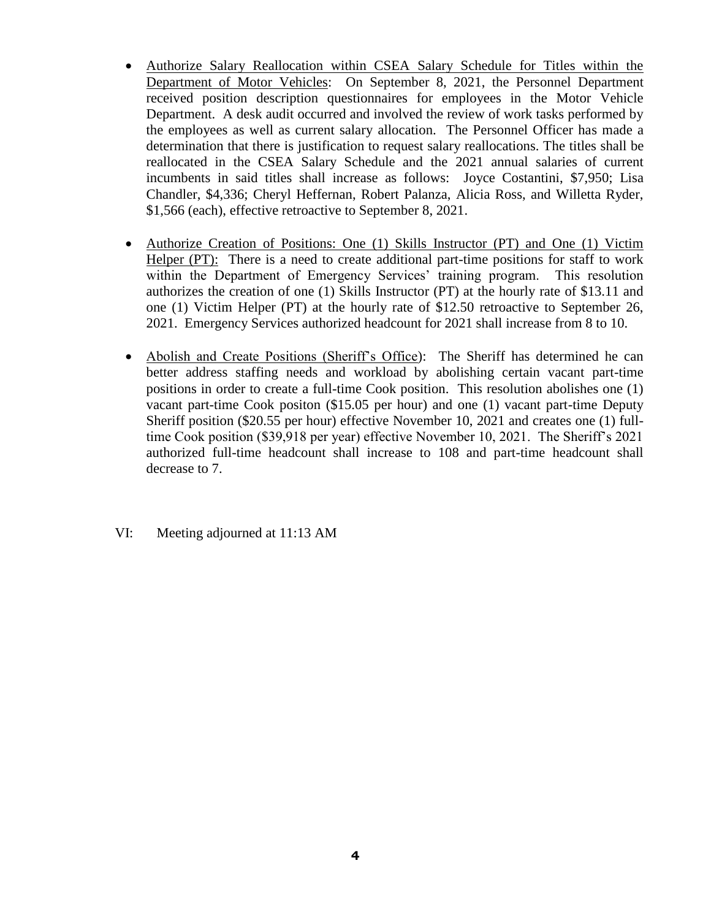- <u>Authorize Salary Reallocation within CSEA Salary Schedule for Titles within the Department of Motor Vehicles</u>: On September 8, 2021, the Personnel Department received position description questionnaires for employees in the Motor Vehicle Department. A desk audit occurred and involved the review of work tasks performed by the employees as well as current salary allocation. The Personnel Officer has made a determination that there is justification to request salary reallocations. The titles shall be reallocated in the CSEA Salary Schedule and the 2021 annual salaries of current incumbents in said titles shall increase as follows: Joyce Costantini, $7,950; Lisa Chandler, $4,336; Cheryl Heffernan, Robert Palanza, Alicia Ross, and Willetta Ryder, $1,566 (each), effective retroactive to September 8, 2021.

- <u>Authorize Creation of Positions: One (1) Skills Instructor (PT) and One (1) Victim Helper (PT):</u> There is a need to create additional part-time positions for staff to work within the Department of Emergency Services' training program. This resolution authorizes the creation of one (1) Skills Instructor (PT) at the hourly rate of $13.11 and one (1) Victim Helper (PT) at the hourly rate of $12.50 retroactive to September 26, 2021. Emergency Services authorized headcount for 2021 shall increase from 8 to 10.

- <u>Abolish and Create Positions (Sheriff's Office)</u>: The Sheriff has determined he can better address staffing needs and workload by abolishing certain vacant part-time positions in order to create a full-time Cook position. This resolution abolishes one (1) vacant part-time Cook positon ($15.05 per hour) and one (1) vacant part-time Deputy Sheriff position ($20.55 per hour) effective November 10, 2021 and creates one (1) full-time Cook position ($39,918 per year) effective November 10, 2021. The Sheriff's 2021 authorized full-time headcount shall increase to 108 and part-time headcount shall decrease to 7.

VI: Meeting adjourned at 11:13 AM